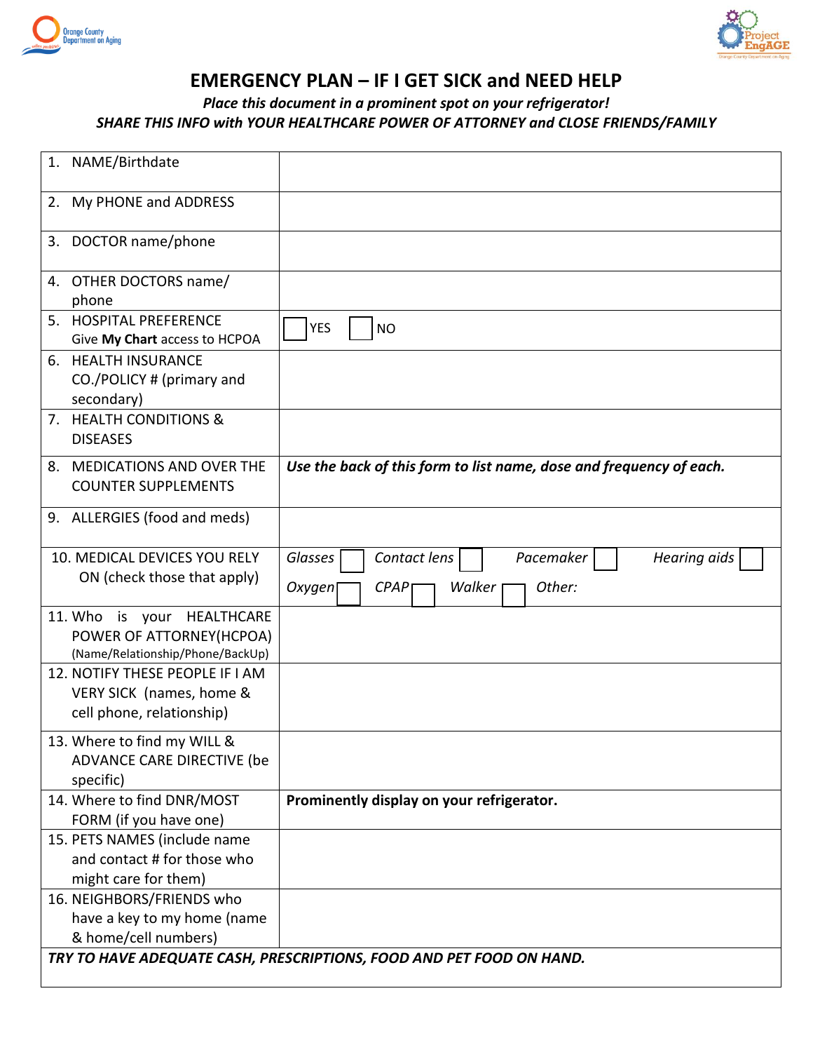# EMERGENCY PLAN – IF I GET SICK and NEED HELP

***Place this document in a prominent spot on your refrigerator!***

***SHARE THIS INFO with YOUR HEALTHCARE POWER OF ATTORNEY and CLOSE FRIENDS/FAMILY***

| | |
|---|---|
| 1. NAME/Birthdate | |
| 2. My PHONE and ADDRESS | |
| 3. DOCTOR name/phone | |
| 4. OTHER DOCTORS name/ phone | |
| 5. HOSPITAL PREFERENCE<br>Give **My Chart** access to HCPOA | ☐ YES ☐ NO |
| 6. HEALTH INSURANCE CO./POLICY # (primary and secondary) | |
| 7. HEALTH CONDITIONS & DISEASES | |
| 8. MEDICATIONS AND OVER THE COUNTER SUPPLEMENTS | ***Use the back of this form to list name, dose and frequency of each.*** |
| 9. ALLERGIES (food and meds) | |
| 10. MEDICAL DEVICES YOU RELY ON (check those that apply) | *Glasses* ☐ *Contact lens* ☐ *Pacemaker* ☐ *Hearing aids* ☐<br>*Oxygen* ☐ *CPAP* ☐ *Walker* ☐ *Other:* |
| 11. Who is your HEALTHCARE POWER OF ATTORNEY(HCPOA) (Name/Relationship/Phone/BackUp) | |
| 12. NOTIFY THESE PEOPLE IF I AM VERY SICK (names, home & cell phone, relationship) | |
| 13. Where to find my WILL & ADVANCE CARE DIRECTIVE (be specific) | |
| 14. Where to find DNR/MOST FORM (if you have one) | **Prominently display on your refrigerator.** |
| 15. PETS NAMES (include name and contact # for those who might care for them) | |
| 16. NEIGHBORS/FRIENDS who have a key to my home (name & home/cell numbers) | |

***TRY TO HAVE ADEQUATE CASH, PRESCRIPTIONS, FOOD AND PET FOOD ON HAND.***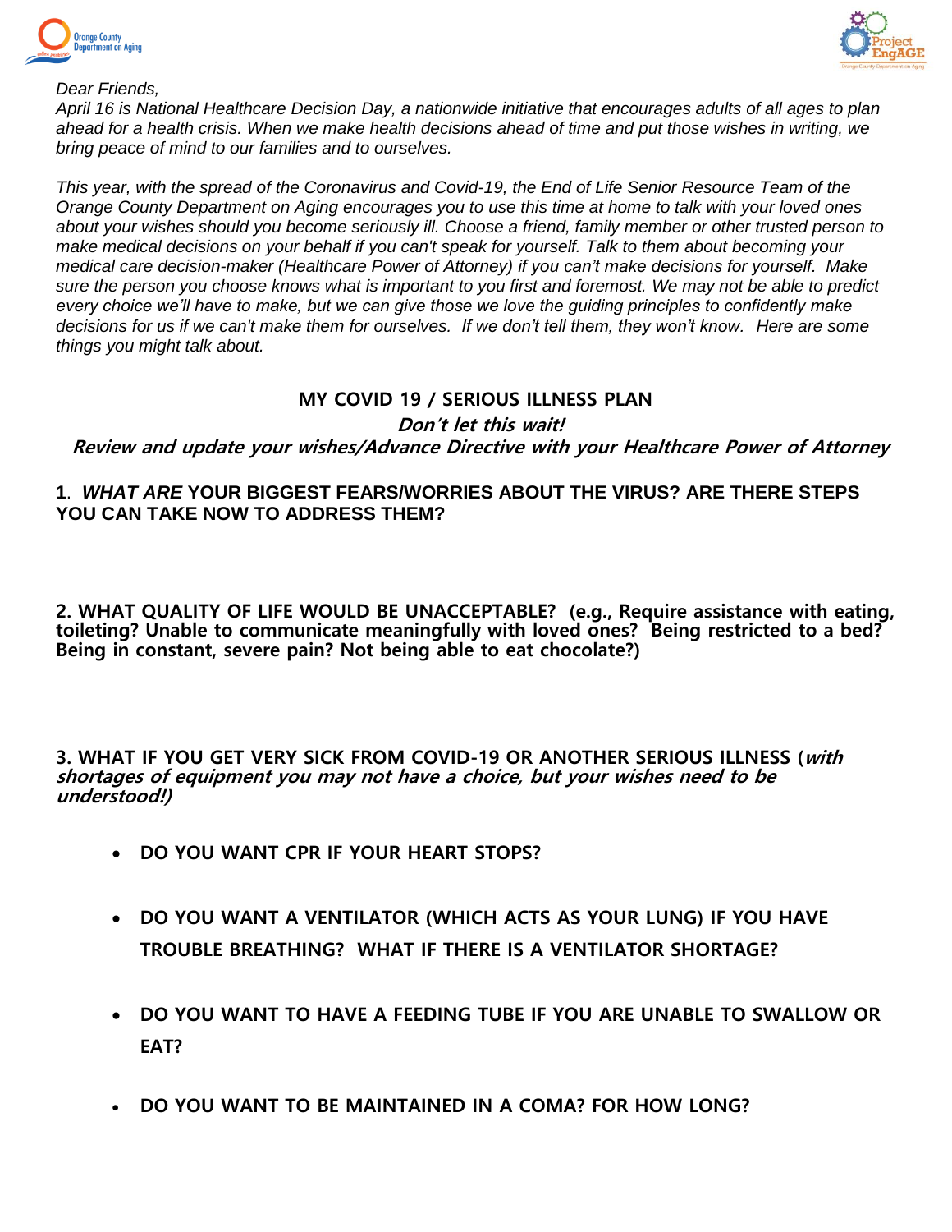*Dear Friends,*

*April 16 is National Healthcare Decision Day, a nationwide initiative that encourages adults of all ages to plan ahead for a health crisis. When we make health decisions ahead of time and put those wishes in writing, we bring peace of mind to our families and to ourselves.*

*This year, with the spread of the Coronavirus and Covid-19, the End of Life Senior Resource Team of the Orange County Department on Aging encourages you to use this time at home to talk with your loved ones about your wishes should you become seriously ill. Choose a friend, family member or other trusted person to make medical decisions on your behalf if you can't speak for yourself. Talk to them about becoming your medical care decision-maker (Healthcare Power of Attorney) if you can't make decisions for yourself. Make sure the person you choose knows what is important to you first and foremost. We may not be able to predict every choice we'll have to make, but we can give those we love the guiding principles to confidently make decisions for us if we can't make them for ourselves. If we don't tell them, they won't know. Here are some things you might talk about.*

## MY COVID 19 / SERIOUS ILLNESS PLAN

***Don't let this wait!***

***Review and update your wishes/Advance Directive with your Healthcare Power of Attorney***

**1. *WHAT ARE* YOUR BIGGEST FEARS/WORRIES ABOUT THE VIRUS? ARE THERE STEPS YOU CAN TAKE NOW TO ADDRESS THEM?**

**2. WHAT QUALITY OF LIFE WOULD BE UNACCEPTABLE? (e.g., Require assistance with eating, toileting? Unable to communicate meaningfully with loved ones? Being restricted to a bed? Being in constant, severe pain? Not being able to eat chocolate?)**

**3. WHAT IF YOU GET VERY SICK FROM COVID-19 OR ANOTHER SERIOUS ILLNESS (*with shortages of equipment you may not have a choice, but your wishes need to be understood!)***

- **DO YOU WANT CPR IF YOUR HEART STOPS?**
- **DO YOU WANT A VENTILATOR (WHICH ACTS AS YOUR LUNG) IF YOU HAVE TROUBLE BREATHING? WHAT IF THERE IS A VENTILATOR SHORTAGE?**
- **DO YOU WANT TO HAVE A FEEDING TUBE IF YOU ARE UNABLE TO SWALLOW OR EAT?**
- **DO YOU WANT TO BE MAINTAINED IN A COMA? FOR HOW LONG?**